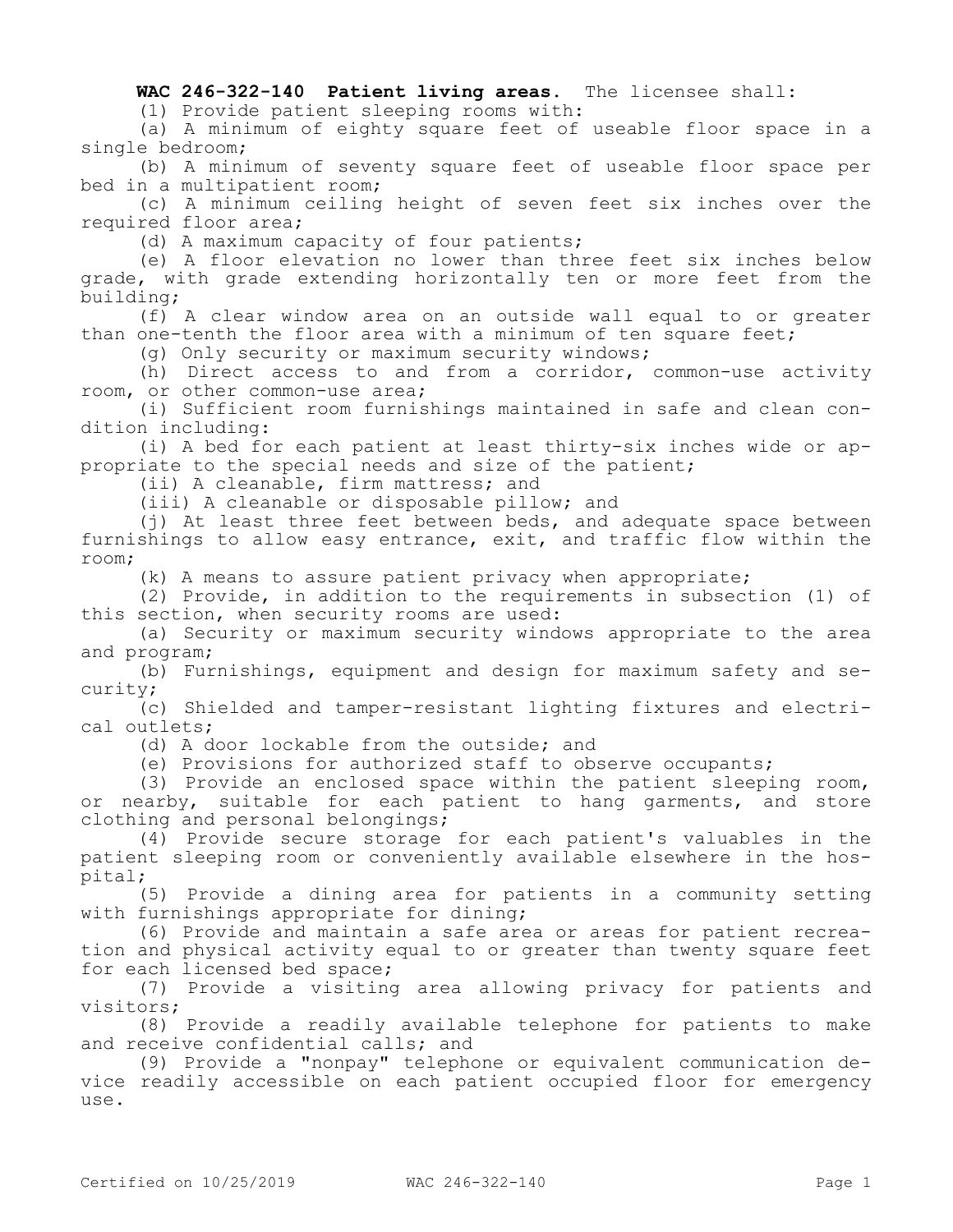**WAC 246-322-140 Patient living areas.** The licensee shall:

(1) Provide patient sleeping rooms with:

(a) A minimum of eighty square feet of useable floor space in a single bedroom;

(b) A minimum of seventy square feet of useable floor space per bed in a multipatient room;

(c) A minimum ceiling height of seven feet six inches over the required floor area;

(d) A maximum capacity of four patients;

(e) A floor elevation no lower than three feet six inches below grade, with grade extending horizontally ten or more feet from the building;

(f) A clear window area on an outside wall equal to or greater than one-tenth the floor area with a minimum of ten square feet;

(g) Only security or maximum security windows;

(h) Direct access to and from a corridor, common-use activity room, or other common-use area;

(i) Sufficient room furnishings maintained in safe and clean condition including:

(i) A bed for each patient at least thirty-six inches wide or appropriate to the special needs and size of the patient;

(ii) A cleanable, firm mattress; and

(iii) A cleanable or disposable pillow; and

(j) At least three feet between beds, and adequate space between furnishings to allow easy entrance, exit, and traffic flow within the room;

(k) A means to assure patient privacy when appropriate;

(2) Provide, in addition to the requirements in subsection (1) of this section, when security rooms are used:

(a) Security or maximum security windows appropriate to the area and program;

(b) Furnishings, equipment and design for maximum safety and security;

(c) Shielded and tamper-resistant lighting fixtures and electrical outlets;

(d) A door lockable from the outside; and

(e) Provisions for authorized staff to observe occupants;

(3) Provide an enclosed space within the patient sleeping room, or nearby, suitable for each patient to hang garments, and store clothing and personal belongings;

(4) Provide secure storage for each patient's valuables in the patient sleeping room or conveniently available elsewhere in the hospital;

(5) Provide a dining area for patients in a community setting with furnishings appropriate for dining;

(6) Provide and maintain a safe area or areas for patient recreation and physical activity equal to or greater than twenty square feet for each licensed bed space;

(7) Provide a visiting area allowing privacy for patients and visitors;

(8) Provide a readily available telephone for patients to make and receive confidential calls; and

(9) Provide a "nonpay" telephone or equivalent communication device readily accessible on each patient occupied floor for emergency use.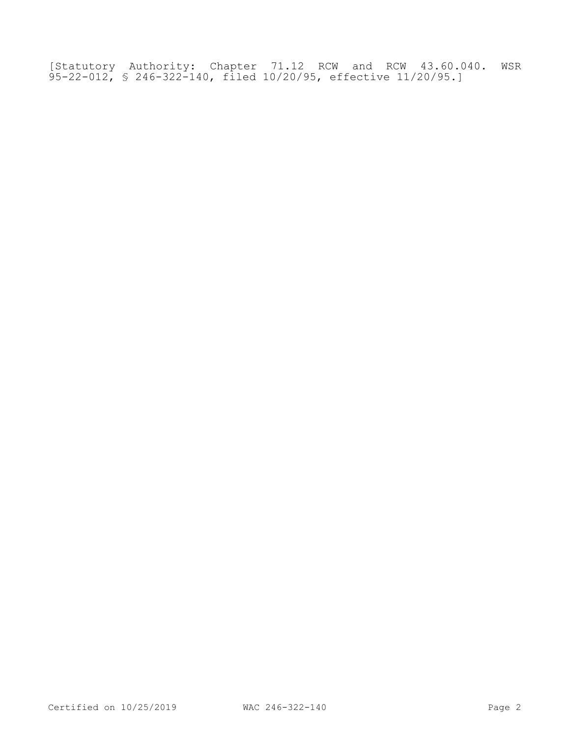[Statutory Authority: Chapter 71.12 RCW and RCW 43.60.040. WSR 95-22-012, § 246-322-140, filed 10/20/95, effective 11/20/95.]